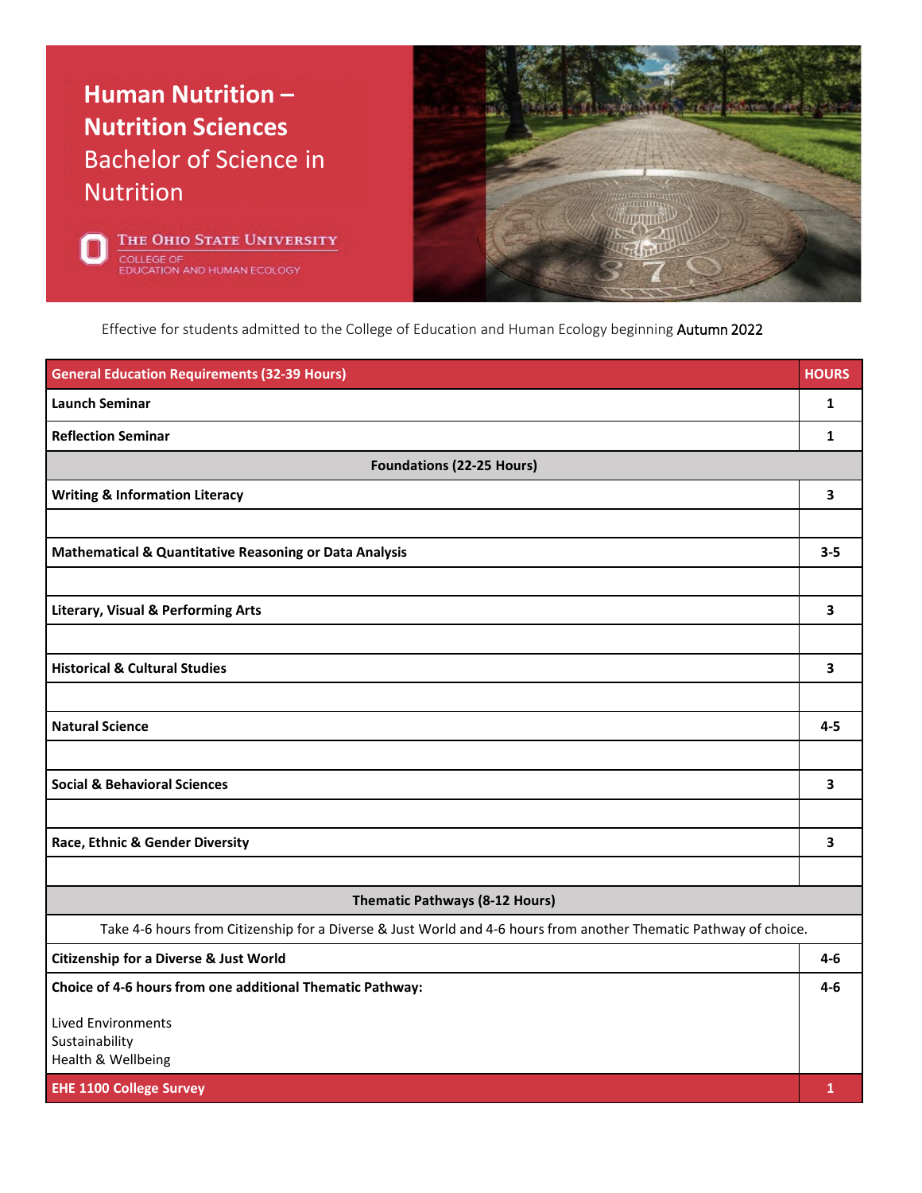# Human Nutrition – Nutrition Sciences

## Bachelor of Science in Nutrition

The Ohio State University
College of Education and Human Ecology

Effective for students admitted to the College of Education and Human Ecology beginning Autumn 2022

| General Education Requirements (32-39 Hours) | HOURS |
|---|---|
| **Launch Seminar** | 1 |
| **Reflection Seminar** | 1 |
| **Foundations (22-25 Hours)** | |
| **Writing & Information Literacy** | 3 |
| | |
| **Mathematical & Quantitative Reasoning or Data Analysis** | 3-5 |
| | |
| **Literary, Visual & Performing Arts** | 3 |
| | |
| **Historical & Cultural Studies** | 3 |
| | |
| **Natural Science** | 4-5 |
| | |
| **Social & Behavioral Sciences** | 3 |
| | |
| **Race, Ethnic & Gender Diversity** | 3 |
| | |
| **Thematic Pathways (8-12 Hours)** | |
| Take 4-6 hours from Citizenship for a Diverse & Just World and 4-6 hours from another Thematic Pathway of choice. | |
| **Citizenship for a Diverse & Just World** | 4-6 |
| **Choice of 4-6 hours from one additional Thematic Pathway:** Lived Environments, Sustainability, Health & Wellbeing | 4-6 |
| **EHE 1100 College Survey** | 1 |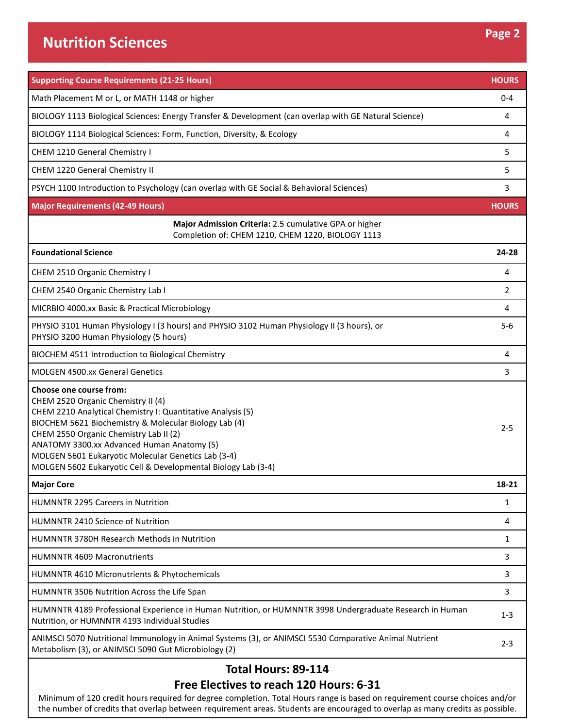# Nutrition Sciences

| Supporting Course Requirements (21-25 Hours) | HOURS |
|---|---|
| Math Placement M or L, or MATH 1148 or higher | 0-4 |
| BIOLOGY 1113 Biological Sciences: Energy Transfer & Development (can overlap with GE Natural Science) | 4 |
| BIOLOGY 1114 Biological Sciences: Form, Function, Diversity, & Ecology | 4 |
| CHEM 1210 General Chemistry I | 5 |
| CHEM 1220 General Chemistry II | 5 |
| PSYCH 1100 Introduction to Psychology (can overlap with GE Social & Behavioral Sciences) | 3 |

| Major Requirements (42-49 Hours) | HOURS |
|---|---|
| **Major Admission Criteria:** 2.5 cumulative GPA or higher<br>Completion of: CHEM 1210, CHEM 1220, BIOLOGY 1113 | |
| **Foundational Science** | **24-28** |
| CHEM 2510 Organic Chemistry I | 4 |
| CHEM 2540 Organic Chemistry Lab I | 2 |
| MICRBIO 4000.xx Basic & Practical Microbiology | 4 |
| PHYSIO 3101 Human Physiology I (3 hours) and PHYSIO 3102 Human Physiology II (3 hours), or<br>PHYSIO 3200 Human Physiology (5 hours) | 5-6 |
| BIOCHEM 4511 Introduction to Biological Chemistry | 4 |
| MOLGEN 4500.xx General Genetics | 3 |
| **Choose one course from:**<br>CHEM 2520 Organic Chemistry II (4)<br>CHEM 2210 Analytical Chemistry I: Quantitative Analysis (5)<br>BIOCHEM 5621 Biochemistry & Molecular Biology Lab (4)<br>CHEM 2550 Organic Chemistry Lab II (2)<br>ANATOMY 3300.xx Advanced Human Anatomy (5)<br>MOLGEN 5601 Eukaryotic Molecular Genetics Lab (3-4)<br>MOLGEN 5602 Eukaryotic Cell & Developmental Biology Lab (3-4) | 2-5 |
| **Major Core** | **18-21** |
| HUMNNTR 2295 Careers in Nutrition | 1 |
| HUMNNTR 2410 Science of Nutrition | 4 |
| HUMNNTR 3780H Research Methods in Nutrition | 1 |
| HUMNNTR 4609 Macronutrients | 3 |
| HUMNNTR 4610 Micronutrients & Phytochemicals | 3 |
| HUMNNTR 3506 Nutrition Across the Life Span | 3 |
| HUMNNTR 4189 Professional Experience in Human Nutrition, or HUMNNTR 3998 Undergraduate Research in Human Nutrition, or HUMNNTR 4193 Individual Studies | 1-3 |
| ANIMSCI 5070 Nutritional Immunology in Animal Systems (3), or ANIMSCI 5530 Comparative Animal Nutrient Metabolism (3), or ANIMSCI 5090 Gut Microbiology (2) | 2-3 |

**Total Hours: 89-114**

**Free Electives to reach 120 Hours: 6-31**

Minimum of 120 credit hours required for degree completion. Total Hours range is based on requirement course choices and/or the number of credits that overlap between requirement areas. Students are encouraged to overlap as many credits as possible.